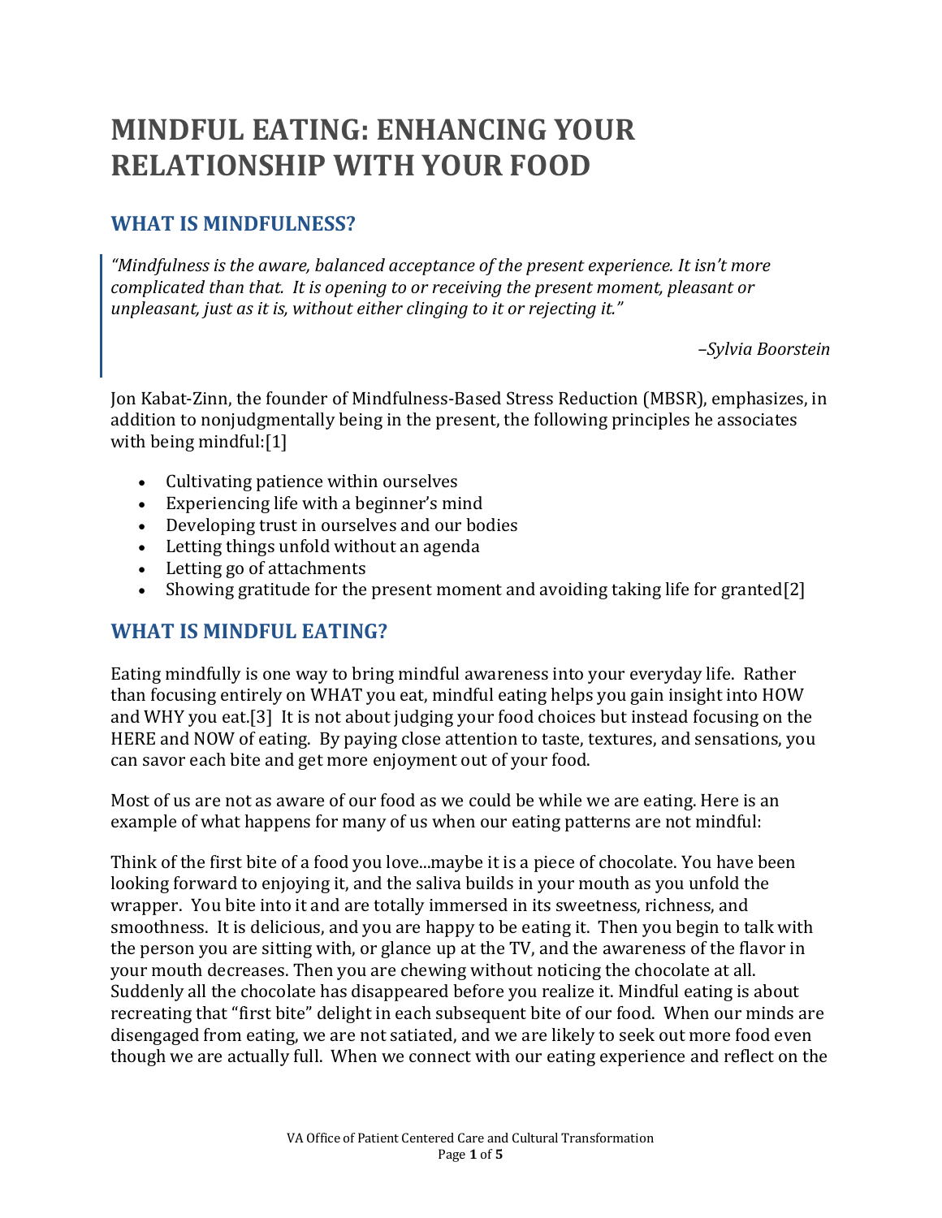# MINDFUL EATING: ENHANCING YOUR RELATIONSHIP WITH YOUR FOOD

## WHAT IS MINDFULNESS?

> *"Mindfulness is the aware, balanced acceptance of the present experience. It isn't more complicated than that. It is opening to or receiving the present moment, pleasant or unpleasant, just as it is, without either clinging to it or rejecting it."*
>
> *–Sylvia Boorstein*

Jon Kabat-Zinn, the founder of Mindfulness-Based Stress Reduction (MBSR), emphasizes, in addition to nonjudgmentally being in the present, the following principles he associates with being mindful:[1]

- Cultivating patience within ourselves
- Experiencing life with a beginner's mind
- Developing trust in ourselves and our bodies
- Letting things unfold without an agenda
- Letting go of attachments
- Showing gratitude for the present moment and avoiding taking life for granted[2]

## WHAT IS MINDFUL EATING?

Eating mindfully is one way to bring mindful awareness into your everyday life. Rather than focusing entirely on WHAT you eat, mindful eating helps you gain insight into HOW and WHY you eat.[3] It is not about judging your food choices but instead focusing on the HERE and NOW of eating. By paying close attention to taste, textures, and sensations, you can savor each bite and get more enjoyment out of your food.

Most of us are not as aware of our food as we could be while we are eating. Here is an example of what happens for many of us when our eating patterns are not mindful:

Think of the first bite of a food you love...maybe it is a piece of chocolate. You have been looking forward to enjoying it, and the saliva builds in your mouth as you unfold the wrapper. You bite into it and are totally immersed in its sweetness, richness, and smoothness. It is delicious, and you are happy to be eating it. Then you begin to talk with the person you are sitting with, or glance up at the TV, and the awareness of the flavor in your mouth decreases. Then you are chewing without noticing the chocolate at all. Suddenly all the chocolate has disappeared before you realize it. Mindful eating is about recreating that "first bite" delight in each subsequent bite of our food. When our minds are disengaged from eating, we are not satiated, and we are likely to seek out more food even though we are actually full. When we connect with our eating experience and reflect on the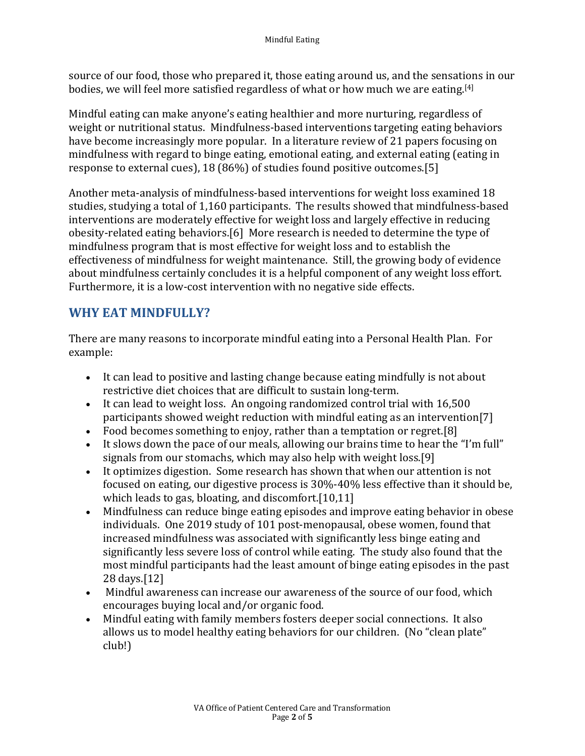source of our food, those who prepared it, those eating around us, and the sensations in our bodies, we will feel more satisfied regardless of what or how much we are eating.[4]

Mindful eating can make anyone's eating healthier and more nurturing, regardless of weight or nutritional status. Mindfulness-based interventions targeting eating behaviors have become increasingly more popular. In a literature review of 21 papers focusing on mindfulness with regard to binge eating, emotional eating, and external eating (eating in response to external cues), 18 (86%) of studies found positive outcomes.[5]

Another meta-analysis of mindfulness-based interventions for weight loss examined 18 studies, studying a total of 1,160 participants. The results showed that mindfulness-based interventions are moderately effective for weight loss and largely effective in reducing obesity-related eating behaviors.[6] More research is needed to determine the type of mindfulness program that is most effective for weight loss and to establish the effectiveness of mindfulness for weight maintenance. Still, the growing body of evidence about mindfulness certainly concludes it is a helpful component of any weight loss effort. Furthermore, it is a low-cost intervention with no negative side effects.

## WHY EAT MINDFULLY?

There are many reasons to incorporate mindful eating into a Personal Health Plan. For example:

- It can lead to positive and lasting change because eating mindfully is not about restrictive diet choices that are difficult to sustain long-term.
- It can lead to weight loss. An ongoing randomized control trial with 16,500 participants showed weight reduction with mindful eating as an intervention[7]
- Food becomes something to enjoy, rather than a temptation or regret.[8]
- It slows down the pace of our meals, allowing our brains time to hear the "I'm full" signals from our stomachs, which may also help with weight loss.[9]
- It optimizes digestion. Some research has shown that when our attention is not focused on eating, our digestive process is 30%-40% less effective than it should be, which leads to gas, bloating, and discomfort.[10,11]
- Mindfulness can reduce binge eating episodes and improve eating behavior in obese individuals. One 2019 study of 101 post-menopausal, obese women, found that increased mindfulness was associated with significantly less binge eating and significantly less severe loss of control while eating. The study also found that the most mindful participants had the least amount of binge eating episodes in the past 28 days.[12]
- Mindful awareness can increase our awareness of the source of our food, which encourages buying local and/or organic food.
- Mindful eating with family members fosters deeper social connections. It also allows us to model healthy eating behaviors for our children. (No "clean plate" club!)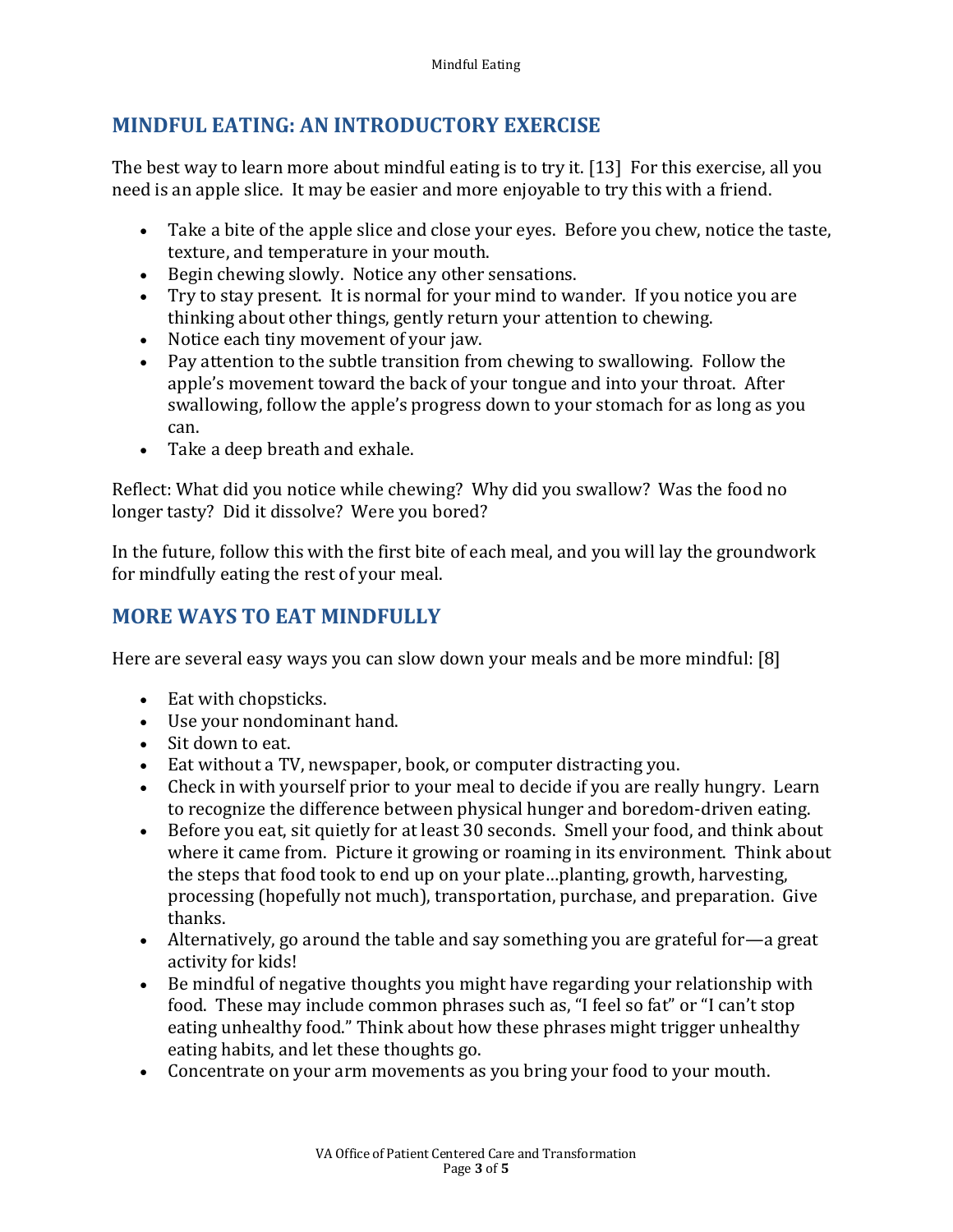## MINDFUL EATING: AN INTRODUCTORY EXERCISE

The best way to learn more about mindful eating is to try it. [13] For this exercise, all you need is an apple slice. It may be easier and more enjoyable to try this with a friend.

- Take a bite of the apple slice and close your eyes. Before you chew, notice the taste, texture, and temperature in your mouth.
- Begin chewing slowly. Notice any other sensations.
- Try to stay present. It is normal for your mind to wander. If you notice you are thinking about other things, gently return your attention to chewing.
- Notice each tiny movement of your jaw.
- Pay attention to the subtle transition from chewing to swallowing. Follow the apple's movement toward the back of your tongue and into your throat. After swallowing, follow the apple's progress down to your stomach for as long as you can.
- Take a deep breath and exhale.

Reflect: What did you notice while chewing? Why did you swallow? Was the food no longer tasty? Did it dissolve? Were you bored?

In the future, follow this with the first bite of each meal, and you will lay the groundwork for mindfully eating the rest of your meal.

## MORE WAYS TO EAT MINDFULLY

Here are several easy ways you can slow down your meals and be more mindful: [8]

- Eat with chopsticks.
- Use your nondominant hand.
- Sit down to eat.
- Eat without a TV, newspaper, book, or computer distracting you.
- Check in with yourself prior to your meal to decide if you are really hungry. Learn to recognize the difference between physical hunger and boredom-driven eating.
- Before you eat, sit quietly for at least 30 seconds. Smell your food, and think about where it came from. Picture it growing or roaming in its environment. Think about the steps that food took to end up on your plate…planting, growth, harvesting, processing (hopefully not much), transportation, purchase, and preparation. Give thanks.
- Alternatively, go around the table and say something you are grateful for—a great activity for kids!
- Be mindful of negative thoughts you might have regarding your relationship with food. These may include common phrases such as, "I feel so fat" or "I can't stop eating unhealthy food." Think about how these phrases might trigger unhealthy eating habits, and let these thoughts go.
- Concentrate on your arm movements as you bring your food to your mouth.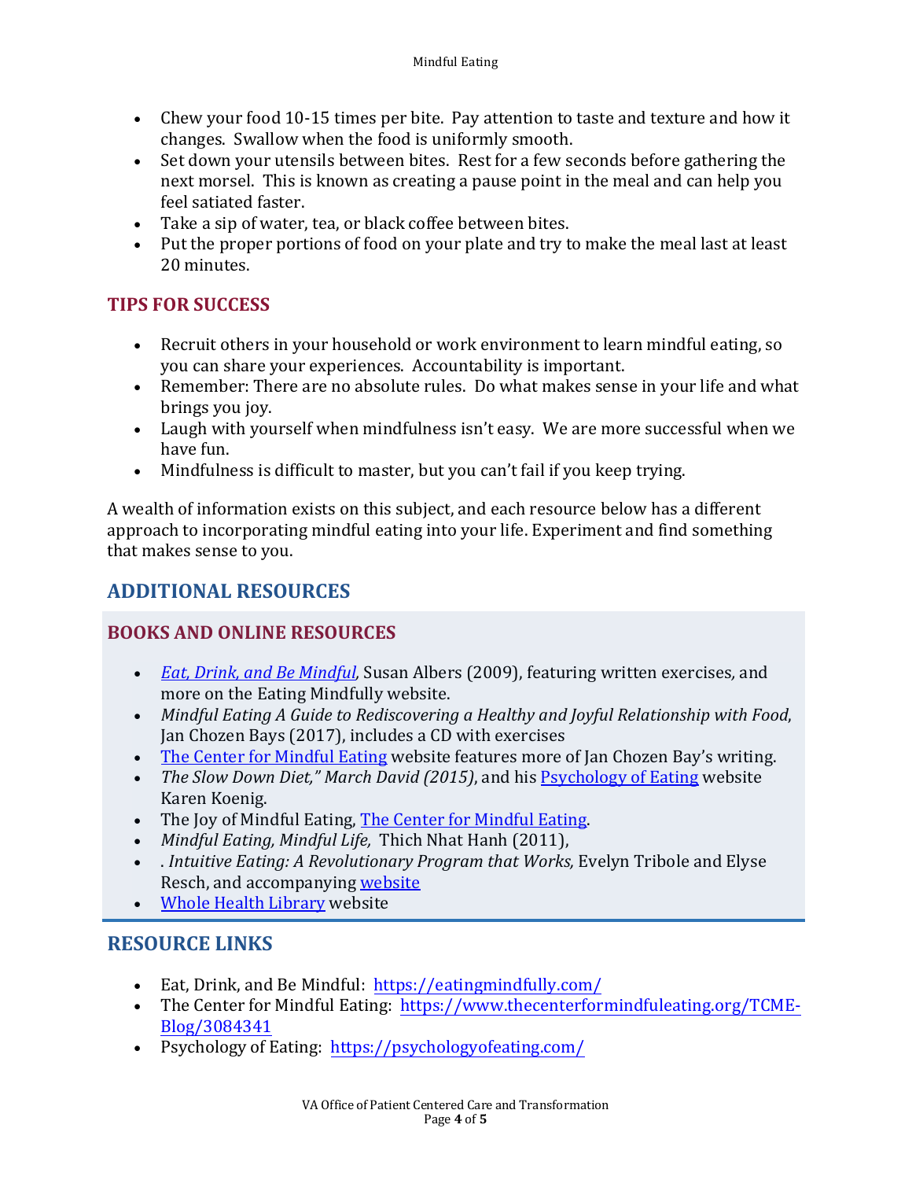- Chew your food 10-15 times per bite. Pay attention to taste and texture and how it changes. Swallow when the food is uniformly smooth.
- Set down your utensils between bites. Rest for a few seconds before gathering the next morsel. This is known as creating a pause point in the meal and can help you feel satiated faster.
- Take a sip of water, tea, or black coffee between bites.
- Put the proper portions of food on your plate and try to make the meal last at least 20 minutes.

### TIPS FOR SUCCESS

- Recruit others in your household or work environment to learn mindful eating, so you can share your experiences. Accountability is important.
- Remember: There are no absolute rules. Do what makes sense in your life and what brings you joy.
- Laugh with yourself when mindfulness isn't easy. We are more successful when we have fun.
- Mindfulness is difficult to master, but you can't fail if you keep trying.

A wealth of information exists on this subject, and each resource below has a different approach to incorporating mindful eating into your life. Experiment and find something that makes sense to you.

## ADDITIONAL RESOURCES

### BOOKS AND ONLINE RESOURCES

- *Eat, Drink, and Be Mindful*, Susan Albers (2009), featuring written exercises, and more on the Eating Mindfully website.
- *Mindful Eating A Guide to Rediscovering a Healthy and Joyful Relationship with Food*, Jan Chozen Bays (2017), includes a CD with exercises
- The Center for Mindful Eating website features more of Jan Chozen Bay's writing.
- *The Slow Down Diet," March David (2015)*, and his Psychology of Eating website Karen Koenig.
- The Joy of Mindful Eating, The Center for Mindful Eating.
- *Mindful Eating, Mindful Life,* Thich Nhat Hanh (2011),
- . *Intuitive Eating: A Revolutionary Program that Works,* Evelyn Tribole and Elyse Resch, and accompanying website
- Whole Health Library website

## RESOURCE LINKS

- Eat, Drink, and Be Mindful: https://eatingmindfully.com/
- The Center for Mindful Eating: https://www.thecenterformindfuleating.org/TCME-Blog/3084341
- Psychology of Eating: https://psychologyofeating.com/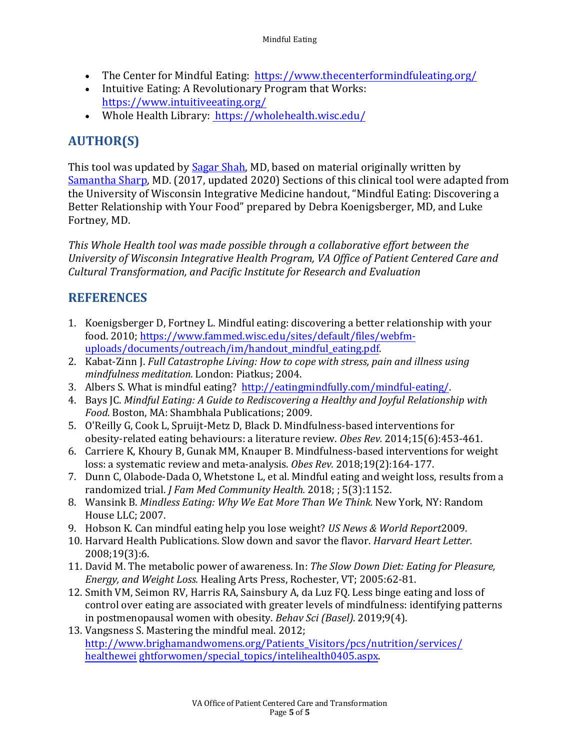- The Center for Mindful Eating: https://www.thecenterformindfuleating.org/
- Intuitive Eating: A Revolutionary Program that Works: https://www.intuitiveeating.org/
- Whole Health Library: https://wholehealth.wisc.edu/

## AUTHOR(S)

This tool was updated by [Sagar Shah](), MD, based on material originally written by [Samantha Sharp](), MD. (2017, updated 2020) Sections of this clinical tool were adapted from the University of Wisconsin Integrative Medicine handout, "Mindful Eating: Discovering a Better Relationship with Your Food" prepared by Debra Koenigsberger, MD, and Luke Fortney, MD.

*This Whole Health tool was made possible through a collaborative effort between the University of Wisconsin Integrative Health Program, VA Office of Patient Centered Care and Cultural Transformation, and Pacific Institute for Research and Evaluation*

## REFERENCES

1. Koenigsberger D, Fortney L. Mindful eating: discovering a better relationship with your food. 2010; https://www.fammed.wisc.edu/sites/default/files/webfm-uploads/documents/outreach/im/handout_mindful_eating.pdf.
2. Kabat-Zinn J. *Full Catastrophe Living: How to cope with stress, pain and illness using mindfulness meditation.* London: Piatkus; 2004.
3. Albers S. What is mindful eating? http://eatingmindfully.com/mindful-eating/.
4. Bays JC. *Mindful Eating: A Guide to Rediscovering a Healthy and Joyful Relationship with Food.* Boston, MA: Shambhala Publications; 2009.
5. O'Reilly G, Cook L, Spruijt-Metz D, Black D. Mindfulness-based interventions for obesity-related eating behaviours: a literature review. *Obes Rev.* 2014;15(6):453-461.
6. Carriere K, Khoury B, Gunak MM, Knauper B. Mindfulness-based interventions for weight loss: a systematic review and meta-analysis. *Obes Rev.* 2018;19(2):164-177.
7. Dunn C, Olabode-Dada O, Whetstone L, et al. Mindful eating and weight loss, results from a randomized trial. *J Fam Med Community Health.* 2018; ; 5(3):1152.
8. Wansink B. *Mindless Eating: Why We Eat More Than We Think.* New York, NY: Random House LLC; 2007.
9. Hobson K. Can mindful eating help you lose weight? *US News & World Report*2009.
10. Harvard Health Publications. Slow down and savor the flavor. *Harvard Heart Letter.* 2008;19(3):6.
11. David M. The metabolic power of awareness. In: *The Slow Down Diet: Eating for Pleasure, Energy, and Weight Loss.* Healing Arts Press, Rochester, VT; 2005:62-81.
12. Smith VM, Seimon RV, Harris RA, Sainsbury A, da Luz FQ. Less binge eating and loss of control over eating are associated with greater levels of mindfulness: identifying patterns in postmenopausal women with obesity. *Behav Sci (Basel).* 2019;9(4).
13. Vangsness S. Mastering the mindful meal. 2012; http://www.brighamandwomens.org/Patients_Visitors/pcs/nutrition/services/healthewei ghtforwomen/special_topics/intelihealth0405.aspx.